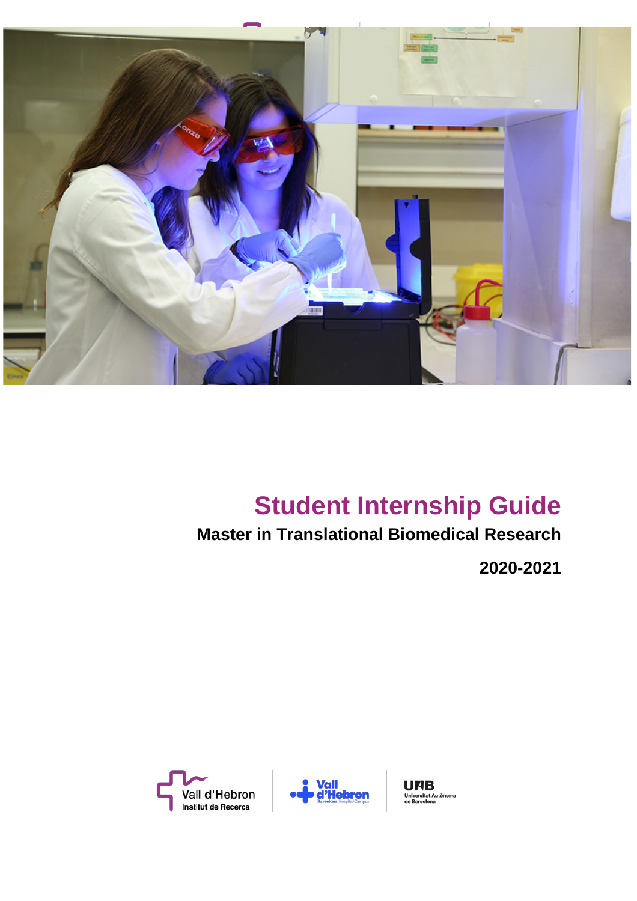# Student Internship Guide

**Master in Translational Biomedical Research**

**2020-2021**

Vall d'Hebron Institut de Recerca

Vall d'Hebron Barcelona Hospital Campus

UAB Universitat Autònoma de Barcelona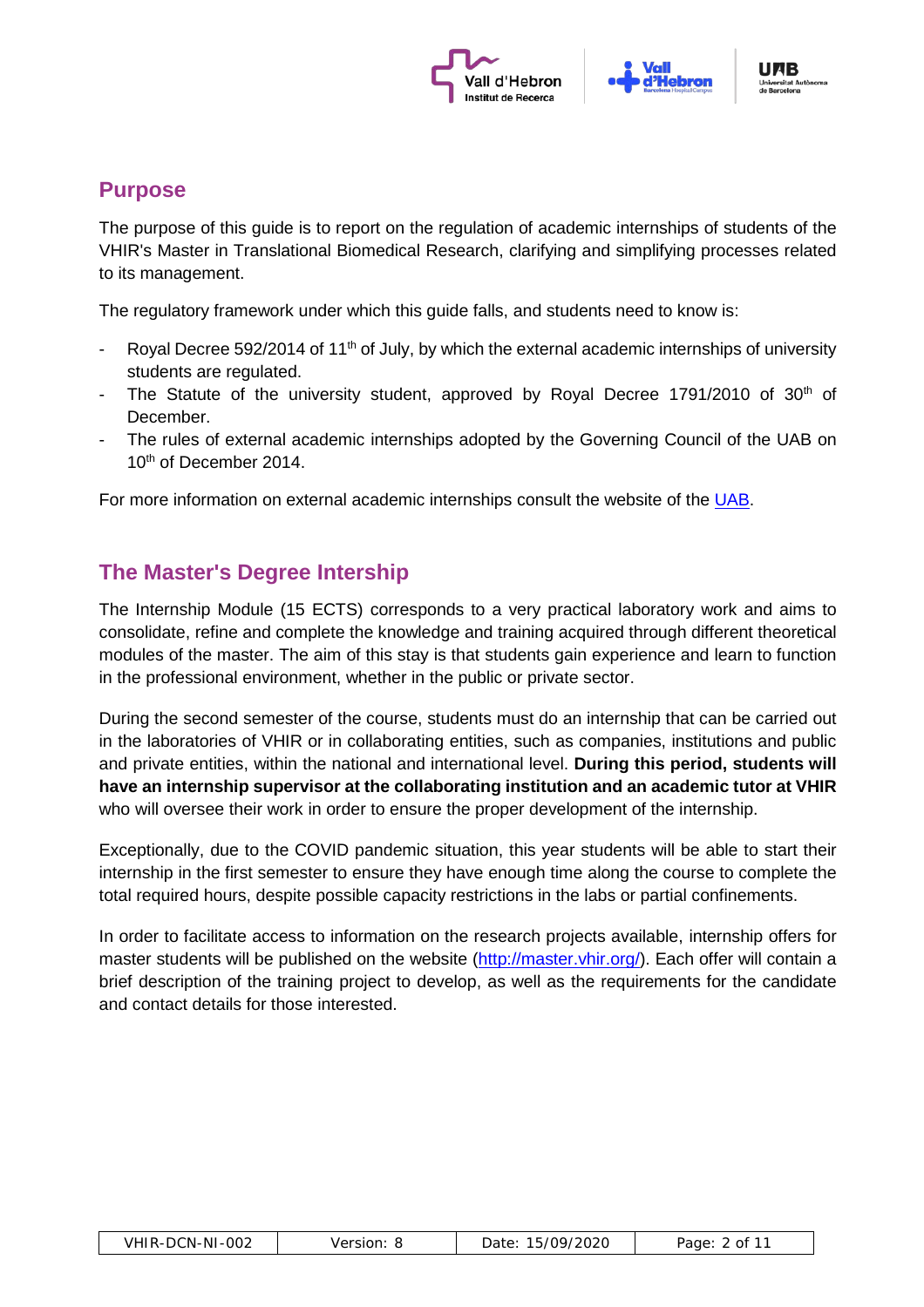## Purpose

The purpose of this guide is to report on the regulation of academic internships of students of the VHIR's Master in Translational Biomedical Research, clarifying and simplifying processes related to its management.

The regulatory framework under which this guide falls, and students need to know is:

- Royal Decree 592/2014 of 11th of July, by which the external academic internships of university students are regulated.
- The Statute of the university student, approved by Royal Decree 1791/2010 of 30th of December.
- The rules of external academic internships adopted by the Governing Council of the UAB on 10th of December 2014.

For more information on external academic internships consult the website of the UAB.

## The Master's Degree Intership

The Internship Module (15 ECTS) corresponds to a very practical laboratory work and aims to consolidate, refine and complete the knowledge and training acquired through different theoretical modules of the master. The aim of this stay is that students gain experience and learn to function in the professional environment, whether in the public or private sector.

During the second semester of the course, students must do an internship that can be carried out in the laboratories of VHIR or in collaborating entities, such as companies, institutions and public and private entities, within the national and international level. **During this period, students will have an internship supervisor at the collaborating institution and an academic tutor at VHIR** who will oversee their work in order to ensure the proper development of the internship.

Exceptionally, due to the COVID pandemic situation, this year students will be able to start their internship in the first semester to ensure they have enough time along the course to complete the total required hours, despite possible capacity restrictions in the labs or partial confinements.

In order to facilitate access to information on the research projects available, internship offers for master students will be published on the website (http://master.vhir.org/). Each offer will contain a brief description of the training project to develop, as well as the requirements for the candidate and contact details for those interested.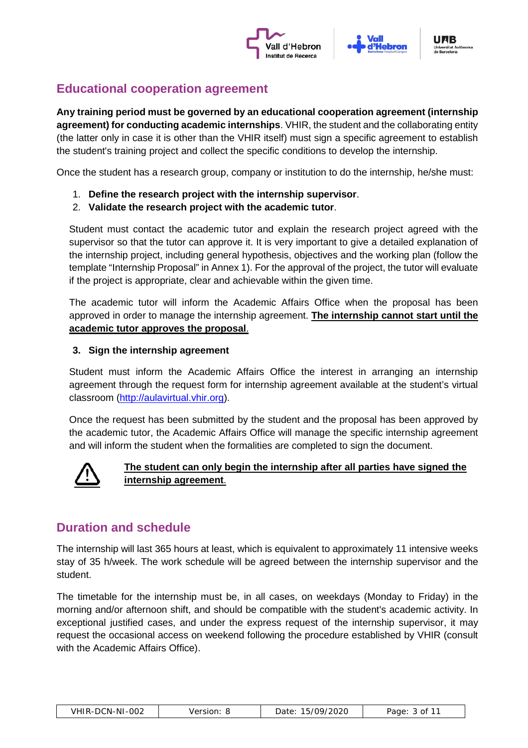## Educational cooperation agreement

**Any training period must be governed by an educational cooperation agreement (internship agreement) for conducting academic internships**. VHIR, the student and the collaborating entity (the latter only in case it is other than the VHIR itself) must sign a specific agreement to establish the student's training project and collect the specific conditions to develop the internship.

Once the student has a research group, company or institution to do the internship, he/she must:

1. **Define the research project with the internship supervisor**.
2. **Validate the research project with the academic tutor**.

Student must contact the academic tutor and explain the research project agreed with the supervisor so that the tutor can approve it. It is very important to give a detailed explanation of the internship project, including general hypothesis, objectives and the working plan (follow the template "Internship Proposal" in Annex 1). For the approval of the project, the tutor will evaluate if the project is appropriate, clear and achievable within the given time.

The academic tutor will inform the Academic Affairs Office when the proposal has been approved in order to manage the internship agreement. **<u>The internship cannot start until the academic tutor approves the proposal</u>**.

3. **Sign the internship agreement**

Student must inform the Academic Affairs Office the interest in arranging an internship agreement through the request form for internship agreement available at the student's virtual classroom (http://aulavirtual.vhir.org).

Once the request has been submitted by the student and the proposal has been approved by the academic tutor, the Academic Affairs Office will manage the specific internship agreement and will inform the student when the formalities are completed to sign the document.

⚠ **<u>The student can only begin the internship after all parties have signed the internship agreement</u>**.

## Duration and schedule

The internship will last 365 hours at least, which is equivalent to approximately 11 intensive weeks stay of 35 h/week. The work schedule will be agreed between the internship supervisor and the student.

The timetable for the internship must be, in all cases, on weekdays (Monday to Friday) in the morning and/or afternoon shift, and should be compatible with the student's academic activity. In exceptional justified cases, and under the express request of the internship supervisor, it may request the occasional access on weekend following the procedure established by VHIR (consult with the Academic Affairs Office).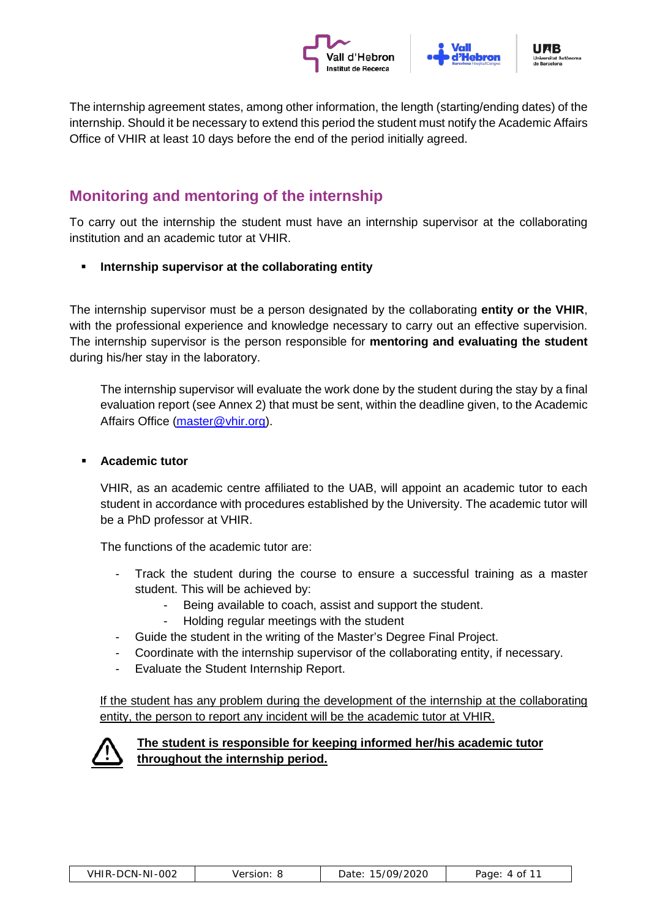The internship agreement states, among other information, the length (starting/ending dates) of the internship. Should it be necessary to extend this period the student must notify the Academic Affairs Office of VHIR at least 10 days before the end of the period initially agreed.

## Monitoring and mentoring of the internship

To carry out the internship the student must have an internship supervisor at the collaborating institution and an academic tutor at VHIR.

- **Internship supervisor at the collaborating entity**

The internship supervisor must be a person designated by the collaborating **entity or the VHIR**, with the professional experience and knowledge necessary to carry out an effective supervision. The internship supervisor is the person responsible for **mentoring and evaluating the student** during his/her stay in the laboratory.

The internship supervisor will evaluate the work done by the student during the stay by a final evaluation report (see Annex 2) that must be sent, within the deadline given, to the Academic Affairs Office (master@vhir.org).

- **Academic tutor**

  VHIR, as an academic centre affiliated to the UAB, will appoint an academic tutor to each student in accordance with procedures established by the University. The academic tutor will be a PhD professor at VHIR.

  The functions of the academic tutor are:

  - Track the student during the course to ensure a successful training as a master student. This will be achieved by:
    - Being available to coach, assist and support the student.
    - Holding regular meetings with the student
  - Guide the student in the writing of the Master's Degree Final Project.
  - Coordinate with the internship supervisor of the collaborating entity, if necessary.
  - Evaluate the Student Internship Report.

  <u>If the student has any problem during the development of the internship at the collaborating entity, the person to report any incident will be the academic tutor at VHIR.</u>

⚠ **<u>The student is responsible for keeping informed her/his academic tutor throughout the internship period.</u>**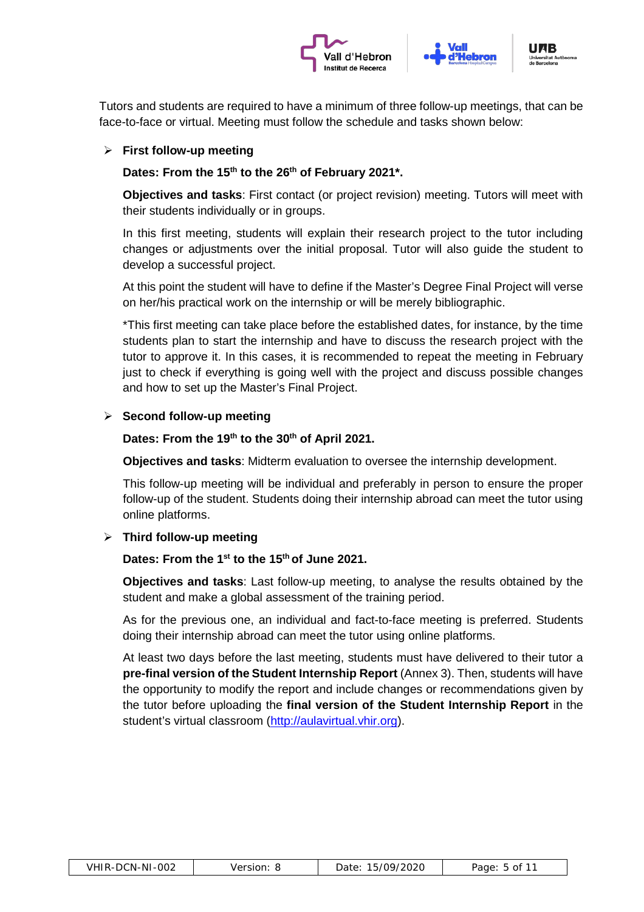Tutors and students are required to have a minimum of three follow-up meetings, that can be face-to-face or virtual. Meeting must follow the schedule and tasks shown below:

- **First follow-up meeting**

  **Dates: From the 15th to the 26th of February 2021*.**

  **Objectives and tasks**: First contact (or project revision) meeting. Tutors will meet with their students individually or in groups.

  In this first meeting, students will explain their research project to the tutor including changes or adjustments over the initial proposal. Tutor will also guide the student to develop a successful project.

  At this point the student will have to define if the Master's Degree Final Project will verse on her/his practical work on the internship or will be merely bibliographic.

  *This first meeting can take place before the established dates, for instance, by the time students plan to start the internship and have to discuss the research project with the tutor to approve it. In this cases, it is recommended to repeat the meeting in February just to check if everything is going well with the project and discuss possible changes and how to set up the Master's Final Project.

- **Second follow-up meeting**

  **Dates: From the 19th to the 30th of April 2021.**

  **Objectives and tasks**: Midterm evaluation to oversee the internship development.

  This follow-up meeting will be individual and preferably in person to ensure the proper follow-up of the student. Students doing their internship abroad can meet the tutor using online platforms.

- **Third follow-up meeting**

  **Dates: From the 1st to the 15th of June 2021.**

  **Objectives and tasks**: Last follow-up meeting, to analyse the results obtained by the student and make a global assessment of the training period.

  As for the previous one, an individual and fact-to-face meeting is preferred. Students doing their internship abroad can meet the tutor using online platforms.

  At least two days before the last meeting, students must have delivered to their tutor a **pre-final version of the Student Internship Report** (Annex 3). Then, students will have the opportunity to modify the report and include changes or recommendations given by the tutor before uploading the **final version of the Student Internship Report** in the student's virtual classroom (http://aulavirtual.vhir.org).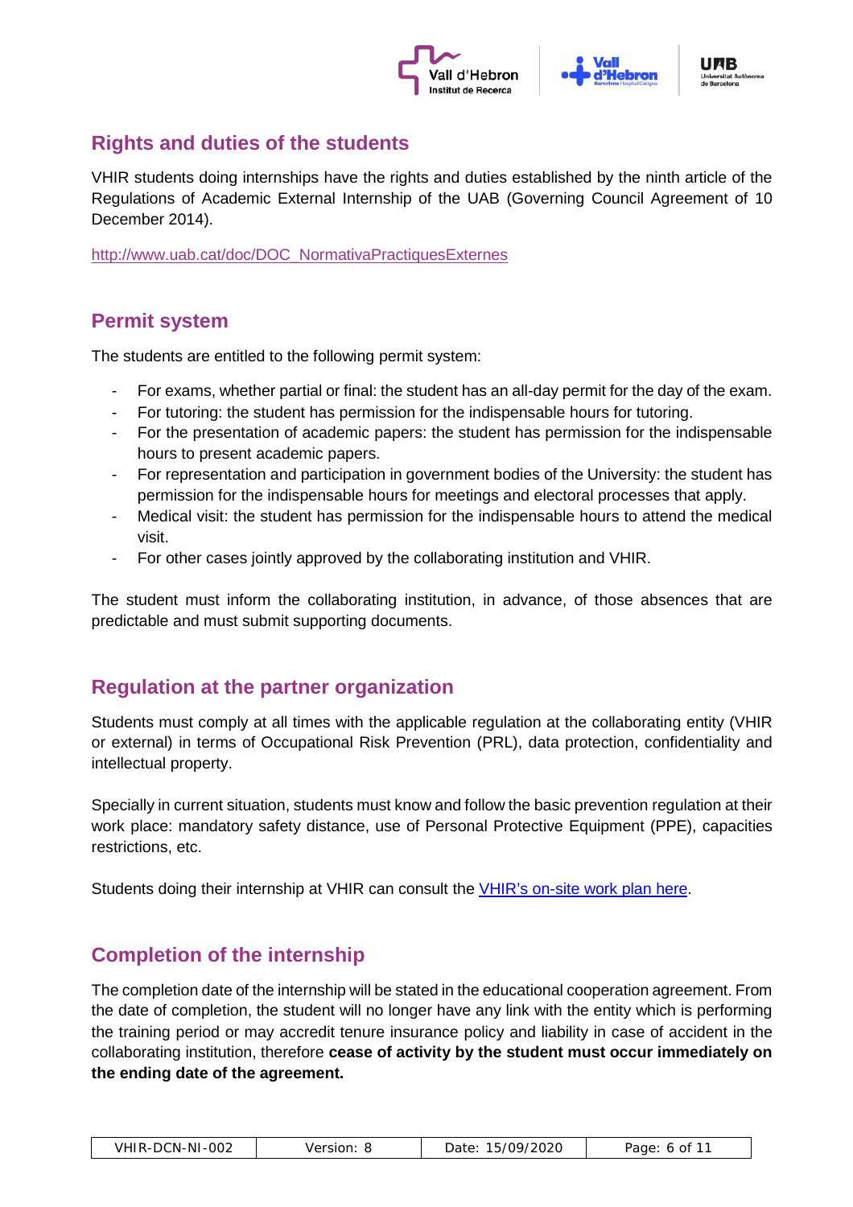## Rights and duties of the students

VHIR students doing internships have the rights and duties established by the ninth article of the Regulations of Academic External Internship of the UAB (Governing Council Agreement of 10 December 2014).

http://www.uab.cat/doc/DOC_NormativaPractiquesExternes

## Permit system

The students are entitled to the following permit system:

- For exams, whether partial or final: the student has an all-day permit for the day of the exam.
- For tutoring: the student has permission for the indispensable hours for tutoring.
- For the presentation of academic papers: the student has permission for the indispensable hours to present academic papers.
- For representation and participation in government bodies of the University: the student has permission for the indispensable hours for meetings and electoral processes that apply.
- Medical visit: the student has permission for the indispensable hours to attend the medical visit.
- For other cases jointly approved by the collaborating institution and VHIR.

The student must inform the collaborating institution, in advance, of those absences that are predictable and must submit supporting documents.

## Regulation at the partner organization

Students must comply at all times with the applicable regulation at the collaborating entity (VHIR or external) in terms of Occupational Risk Prevention (PRL), data protection, confidentiality and intellectual property.

Specially in current situation, students must know and follow the basic prevention regulation at their work place: mandatory safety distance, use of Personal Protective Equipment (PPE), capacities restrictions, etc.

Students doing their internship at VHIR can consult the VHIR's on-site work plan here.

## Completion of the internship

The completion date of the internship will be stated in the educational cooperation agreement. From the date of completion, the student will no longer have any link with the entity which is performing the training period or may accredit tenure insurance policy and liability in case of accident in the collaborating institution, therefore **cease of activity by the student must occur immediately on the ending date of the agreement.**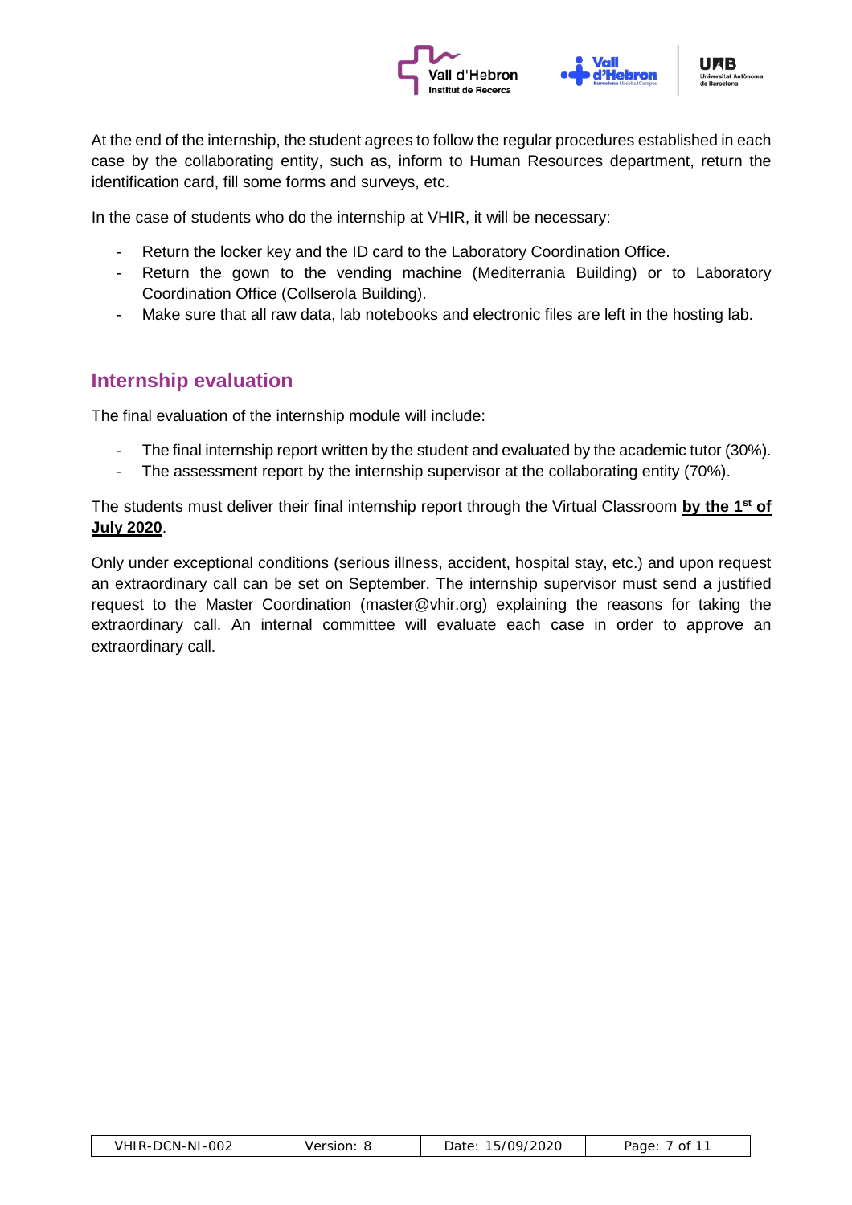At the end of the internship, the student agrees to follow the regular procedures established in each case by the collaborating entity, such as, inform to Human Resources department, return the identification card, fill some forms and surveys, etc.

In the case of students who do the internship at VHIR, it will be necessary:

- Return the locker key and the ID card to the Laboratory Coordination Office.
- Return the gown to the vending machine (Mediterrania Building) or to Laboratory Coordination Office (Collserola Building).
- Make sure that all raw data, lab notebooks and electronic files are left in the hosting lab.

## Internship evaluation

The final evaluation of the internship module will include:

- The final internship report written by the student and evaluated by the academic tutor (30%).
- The assessment report by the internship supervisor at the collaborating entity (70%).

The students must deliver their final internship report through the Virtual Classroom **by the 1st of July 2020**.

Only under exceptional conditions (serious illness, accident, hospital stay, etc.) and upon request an extraordinary call can be set on September. The internship supervisor must send a justified request to the Master Coordination (master@vhir.org) explaining the reasons for taking the extraordinary call. An internal committee will evaluate each case in order to approve an extraordinary call.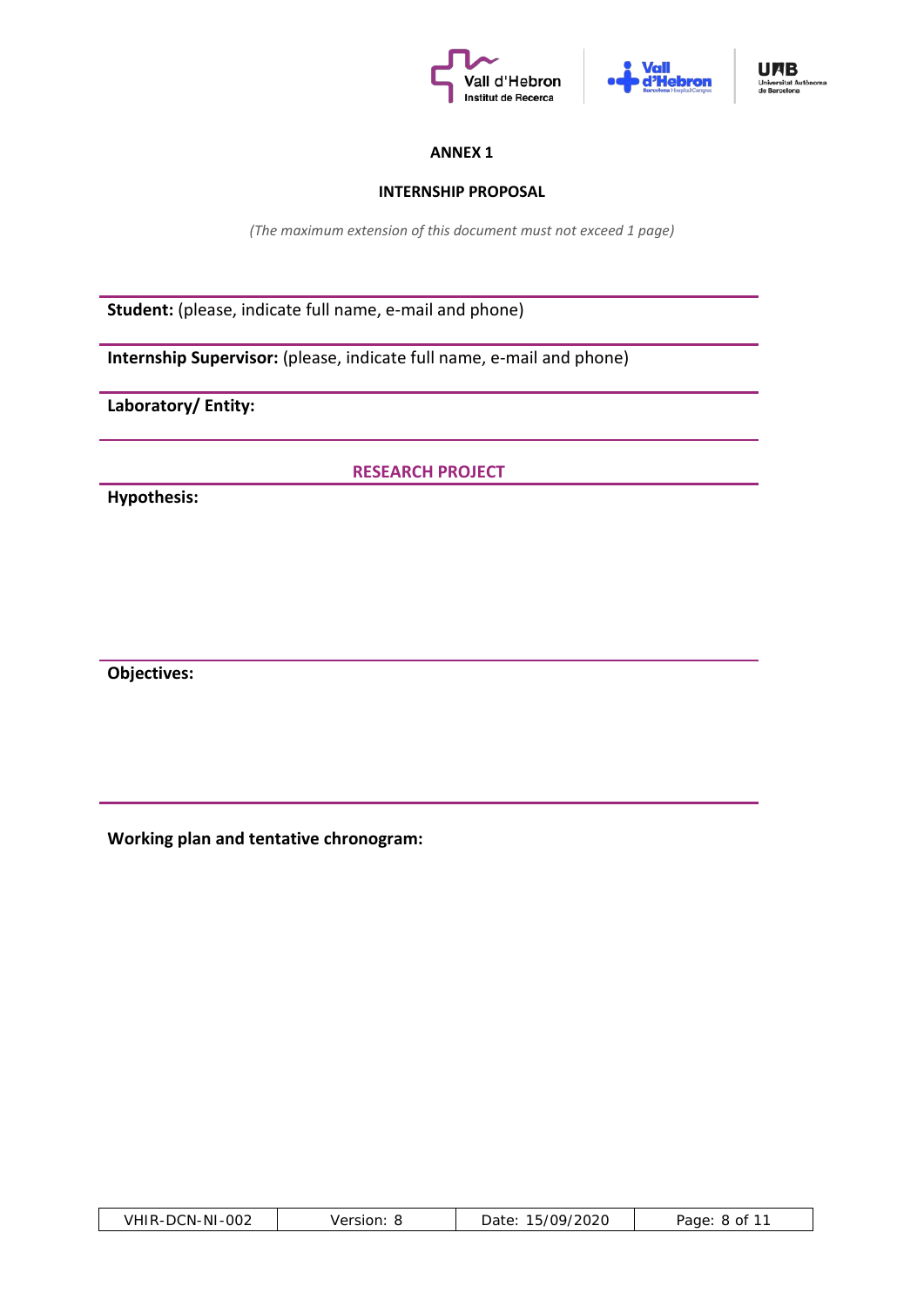# ANNEX 1

## INTERNSHIP PROPOSAL

*(The maximum extension of this document must not exceed 1 page)*

---

**Student:** (please, indicate full name, e-mail and phone)

---

**Internship Supervisor:** (please, indicate full name, e-mail and phone)

---

**Laboratory/ Entity:**

---

## RESEARCH PROJECT

---

**Hypothesis:**

---

**Objectives:**

---

**Working plan and tentative chronogram:**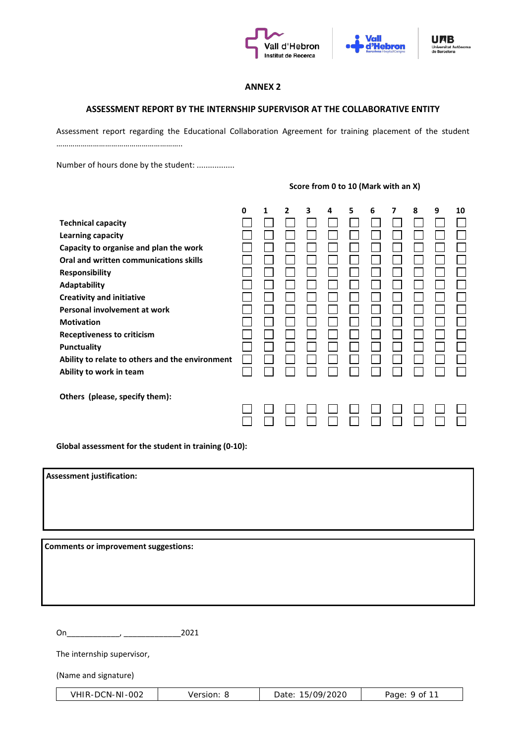## ANNEX 2

### ASSESSMENT REPORT BY THE INTERNSHIP SUPERVISOR AT THE COLLABORATIVE ENTITY

Assessment report regarding the Educational Collaboration Agreement for training placement of the student …………………………………………………..

Number of hours done by the student: ................

**Score from 0 to 10 (Mark with an X)**

| | 0 | 1 | 2 | 3 | 4 | 5 | 6 | 7 | 8 | 9 | 10 |
|---|---|---|---|---|---|---|---|---|---|---|---|
| **Technical capacity** | ☐ | ☐ | ☐ | ☐ | ☐ | ☐ | ☐ | ☐ | ☐ | ☐ | ☐ |
| **Learning capacity** | ☐ | ☐ | ☐ | ☐ | ☐ | ☐ | ☐ | ☐ | ☐ | ☐ | ☐ |
| **Capacity to organise and plan the work** | ☐ | ☐ | ☐ | ☐ | ☐ | ☐ | ☐ | ☐ | ☐ | ☐ | ☐ |
| **Oral and written communications skills** | ☐ | ☐ | ☐ | ☐ | ☐ | ☐ | ☐ | ☐ | ☐ | ☐ | ☐ |
| **Responsibility** | ☐ | ☐ | ☐ | ☐ | ☐ | ☐ | ☐ | ☐ | ☐ | ☐ | ☐ |
| **Adaptability** | ☐ | ☐ | ☐ | ☐ | ☐ | ☐ | ☐ | ☐ | ☐ | ☐ | ☐ |
| **Creativity and initiative** | ☐ | ☐ | ☐ | ☐ | ☐ | ☐ | ☐ | ☐ | ☐ | ☐ | ☐ |
| **Personal involvement at work** | ☐ | ☐ | ☐ | ☐ | ☐ | ☐ | ☐ | ☐ | ☐ | ☐ | ☐ |
| **Motivation** | ☐ | ☐ | ☐ | ☐ | ☐ | ☐ | ☐ | ☐ | ☐ | ☐ | ☐ |
| **Receptiveness to criticism** | ☐ | ☐ | ☐ | ☐ | ☐ | ☐ | ☐ | ☐ | ☐ | ☐ | ☐ |
| **Punctuality** | ☐ | ☐ | ☐ | ☐ | ☐ | ☐ | ☐ | ☐ | ☐ | ☐ | ☐ |
| **Ability to relate to others and the environment** | ☐ | ☐ | ☐ | ☐ | ☐ | ☐ | ☐ | ☐ | ☐ | ☐ | ☐ |
| **Ability to work in team** | ☐ | ☐ | ☐ | ☐ | ☐ | ☐ | ☐ | ☐ | ☐ | ☐ | ☐ |
| **Others (please, specify them):** | | | | | | | | | | | |
| | ☐ | ☐ | ☐ | ☐ | ☐ | ☐ | ☐ | ☐ | ☐ | ☐ | ☐ |
| | ☐ | ☐ | ☐ | ☐ | ☐ | ☐ | ☐ | ☐ | ☐ | ☐ | ☐ |

**Global assessment for the student in training (0-10):**

| **Assessment justification:** |
|---|
| |

| **Comments or improvement suggestions:** |
|---|
| |

On____________, _____________2021

The internship supervisor,

(Name and signature)

| VHIR-DCN-NI-002 | Version: 8 | Date: 15/09/2020 | Page: 9 of 11 |
|---|---|---|---|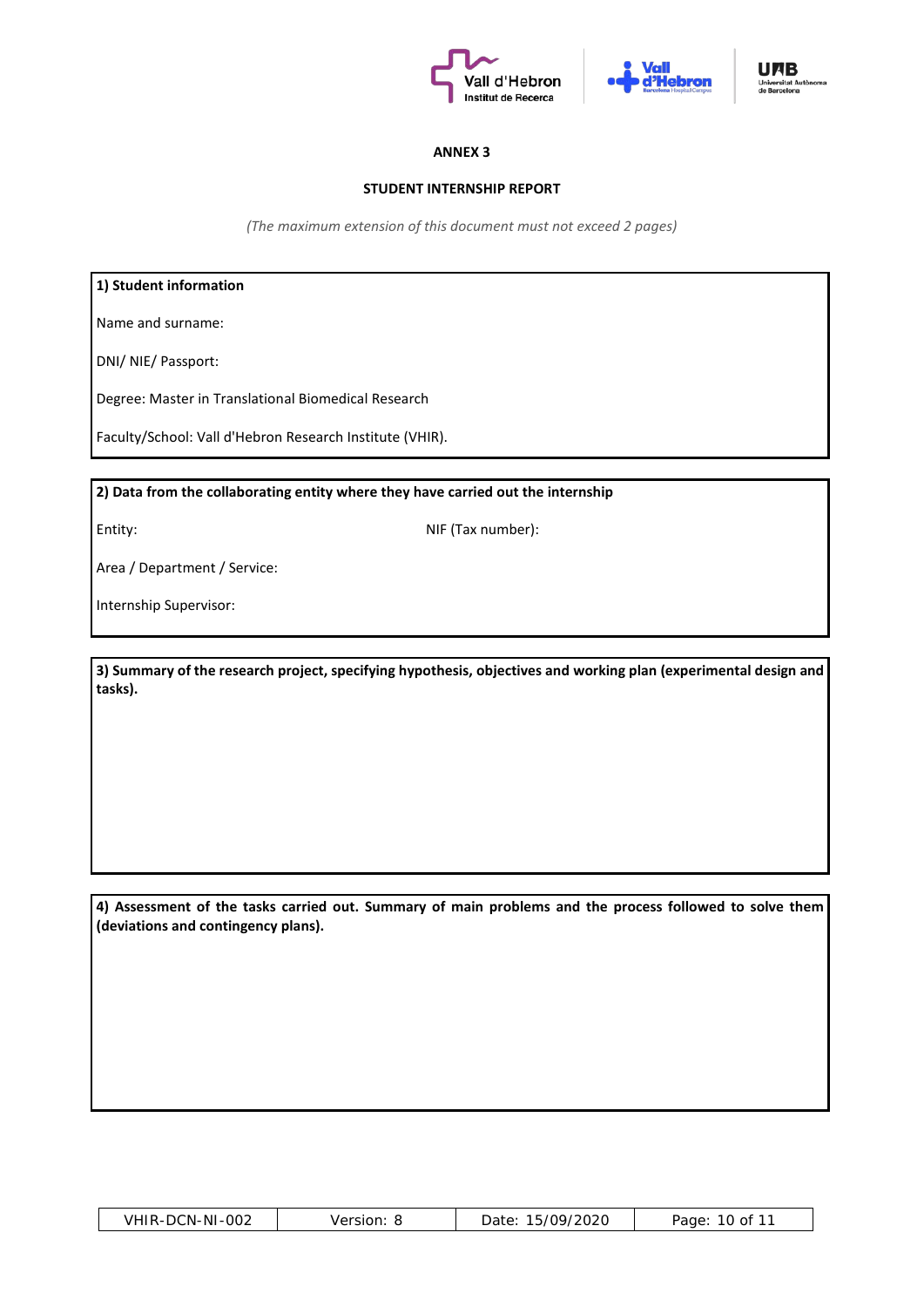**ANNEX 3**

**STUDENT INTERNSHIP REPORT**

*(The maximum extension of this document must not exceed 2 pages)*

**1) Student information**

Name and surname:

DNI/ NIE/ Passport:

Degree: Master in Translational Biomedical Research

Faculty/School: Vall d'Hebron Research Institute (VHIR).

**2) Data from the collaborating entity where they have carried out the internship**

Entity: NIF (Tax number):

Area / Department / Service:

Internship Supervisor:

**3) Summary of the research project, specifying hypothesis, objectives and working plan (experimental design and tasks).**

**4) Assessment of the tasks carried out. Summary of main problems and the process followed to solve them (deviations and contingency plans).**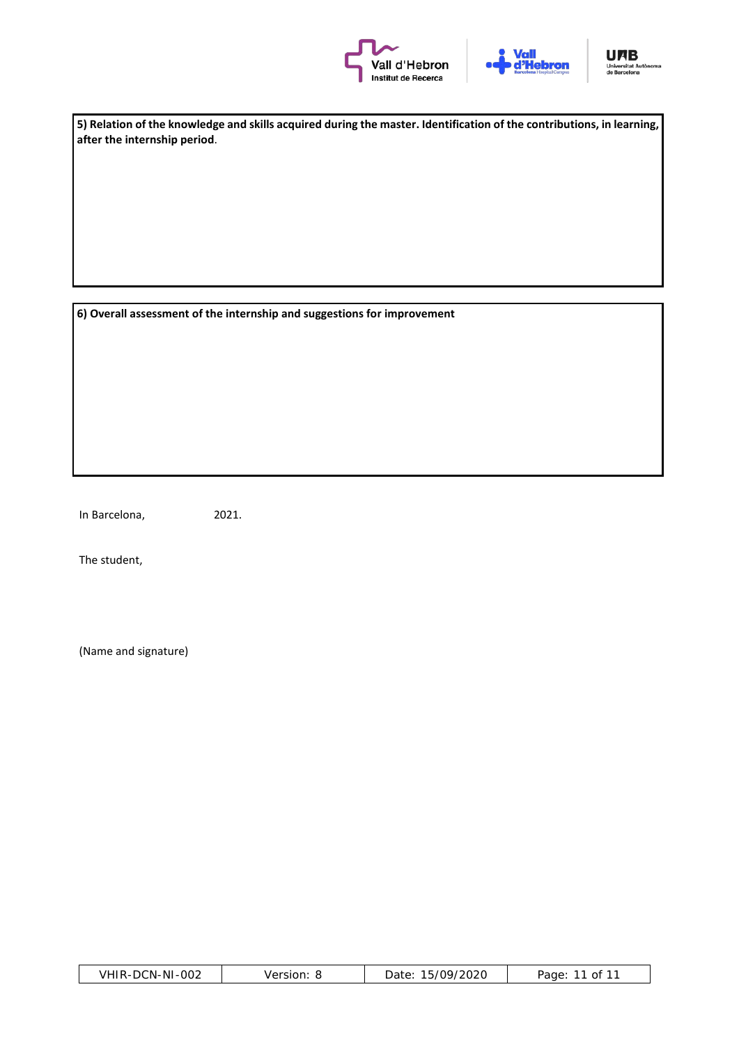**5) Relation of the knowledge and skills acquired during the master. Identification of the contributions, in learning, after the internship period**.

**6) Overall assessment of the internship and suggestions for improvement**

In Barcelona, 2021.

The student,

(Name and signature)